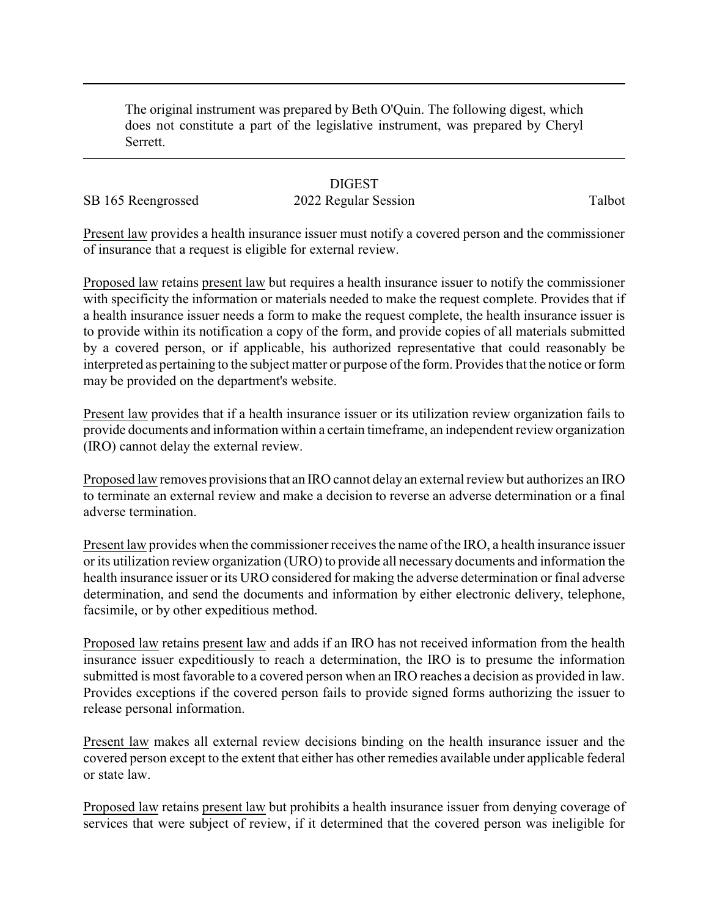The original instrument was prepared by Beth O'Quin. The following digest, which does not constitute a part of the legislative instrument, was prepared by Cheryl Serrett.

---

DIGEST

SB 165 Reengrossed 2022 Regular Session Talbot

Present law provides a health insurance issuer must notify a covered person and the commissioner of insurance that a request is eligible for external review.

Proposed law retains present law but requires a health insurance issuer to notify the commissioner with specificity the information or materials needed to make the request complete. Provides that if a health insurance issuer needs a form to make the request complete, the health insurance issuer is to provide within its notification a copy of the form, and provide copies of all materials submitted by a covered person, or if applicable, his authorized representative that could reasonably be interpreted as pertaining to the subject matter or purpose of the form. Provides that the notice or form may be provided on the department's website.

Present law provides that if a health insurance issuer or its utilization review organization fails to provide documents and information within a certain timeframe, an independent review organization (IRO) cannot delay the external review.

Proposed law removes provisions that an IRO cannot delay an external review but authorizes an IRO to terminate an external review and make a decision to reverse an adverse determination or a final adverse termination.

Present law provides when the commissioner receives the name of the IRO, a health insurance issuer or its utilization review organization (URO) to provide all necessary documents and information the health insurance issuer or its URO considered for making the adverse determination or final adverse determination, and send the documents and information by either electronic delivery, telephone, facsimile, or by other expeditious method.

Proposed law retains present law and adds if an IRO has not received information from the health insurance issuer expeditiously to reach a determination, the IRO is to presume the information submitted is most favorable to a covered person when an IRO reaches a decision as provided in law. Provides exceptions if the covered person fails to provide signed forms authorizing the issuer to release personal information.

Present law makes all external review decisions binding on the health insurance issuer and the covered person except to the extent that either has other remedies available under applicable federal or state law.

Proposed law retains present law but prohibits a health insurance issuer from denying coverage of services that were subject of review, if it determined that the covered person was ineligible for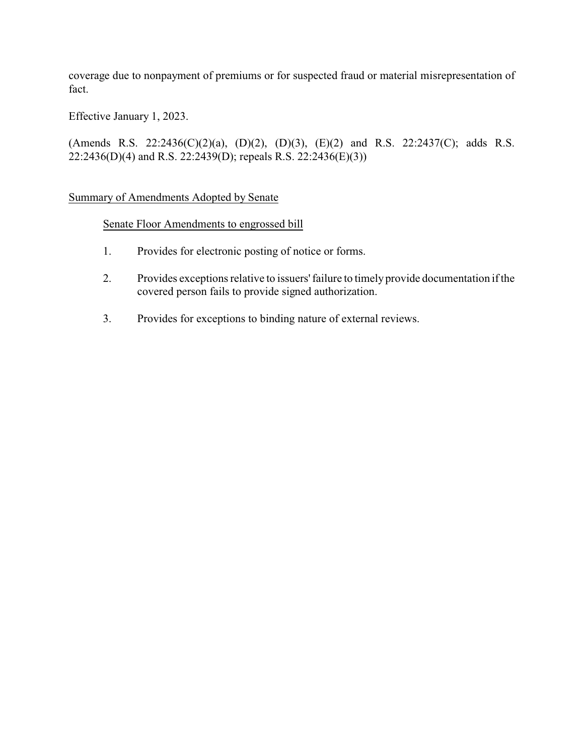coverage due to nonpayment of premiums or for suspected fraud or material misrepresentation of fact.

Effective January 1, 2023.

(Amends R.S. 22:2436(C)(2)(a), (D)(2), (D)(3), (E)(2) and R.S. 22:2437(C); adds R.S. 22:2436(D)(4) and R.S. 22:2439(D); repeals R.S. 22:2436(E)(3))

<u>Summary of Amendments Adopted by Senate</u>

<u>Senate Floor Amendments to engrossed bill</u>

1. Provides for electronic posting of notice or forms.

2. Provides exceptions relative to issuers' failure to timely provide documentation if the covered person fails to provide signed authorization.

3. Provides for exceptions to binding nature of external reviews.